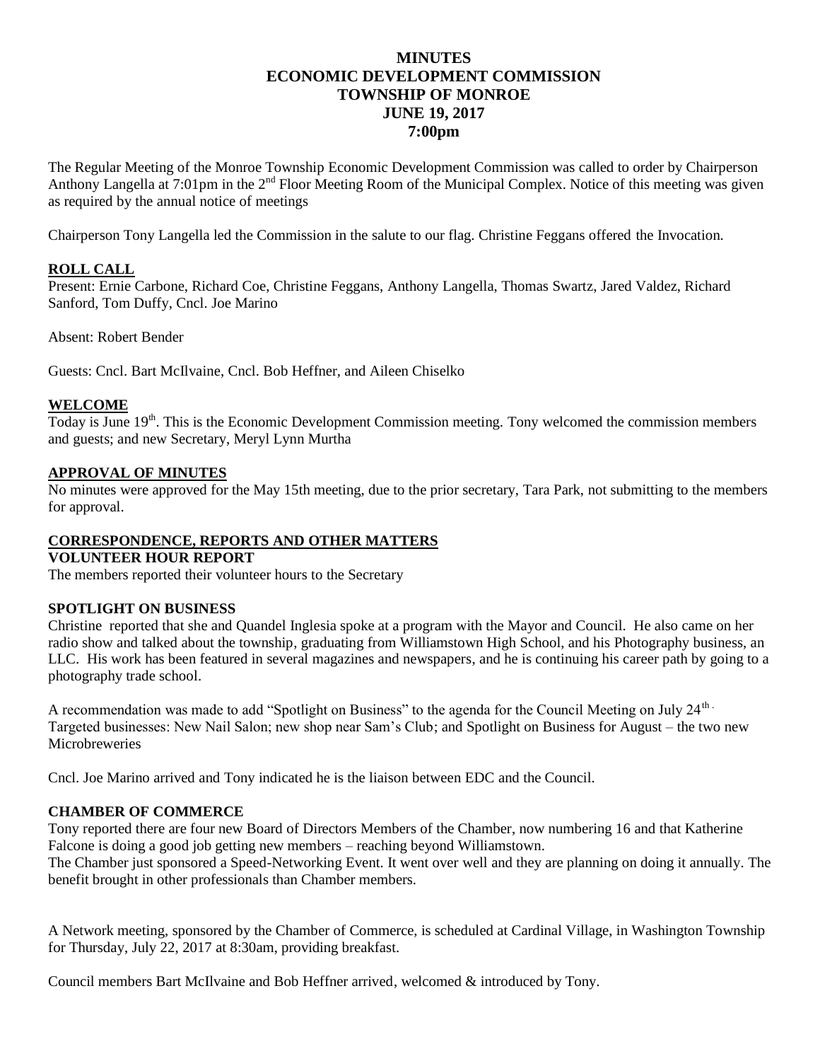# MINUTES
# ECONOMIC DEVELOPMENT COMMISSION
# TOWNSHIP OF MONROE
# JUNE 19, 2017
# 7:00pm

The Regular Meeting of the Monroe Township Economic Development Commission was called to order by Chairperson Anthony Langella at 7:01pm in the 2nd Floor Meeting Room of the Municipal Complex. Notice of this meeting was given as required by the annual notice of meetings

Chairperson Tony Langella led the Commission in the salute to our flag. Christine Feggans offered the Invocation.

## ROLL CALL

Present: Ernie Carbone, Richard Coe, Christine Feggans, Anthony Langella, Thomas Swartz, Jared Valdez, Richard Sanford, Tom Duffy, Cncl. Joe Marino

Absent: Robert Bender

Guests: Cncl. Bart McIlvaine, Cncl. Bob Heffner, and Aileen Chiselko

## WELCOME

Today is June 19th. This is the Economic Development Commission meeting. Tony welcomed the commission members and guests; and new Secretary, Meryl Lynn Murtha

## APPROVAL OF MINUTES

No minutes were approved for the May 15th meeting, due to the prior secretary, Tara Park, not submitting to the members for approval.

## CORRESPONDENCE, REPORTS AND OTHER MATTERS

### VOLUNTEER HOUR REPORT

The members reported their volunteer hours to the Secretary

### SPOTLIGHT ON BUSINESS

Christine reported that she and Quandel Inglesia spoke at a program with the Mayor and Council. He also came on her radio show and talked about the township, graduating from Williamstown High School, and his Photography business, an LLC. His work has been featured in several magazines and newspapers, and he is continuing his career path by going to a photography trade school.

A recommendation was made to add "Spotlight on Business" to the agenda for the Council Meeting on July 24th. Targeted businesses: New Nail Salon; new shop near Sam's Club; and Spotlight on Business for August – the two new Microbreweries

Cncl. Joe Marino arrived and Tony indicated he is the liaison between EDC and the Council.

### CHAMBER OF COMMERCE

Tony reported there are four new Board of Directors Members of the Chamber, now numbering 16 and that Katherine Falcone is doing a good job getting new members – reaching beyond Williamstown.

The Chamber just sponsored a Speed-Networking Event. It went over well and they are planning on doing it annually. The benefit brought in other professionals than Chamber members.

A Network meeting, sponsored by the Chamber of Commerce, is scheduled at Cardinal Village, in Washington Township for Thursday, July 22, 2017 at 8:30am, providing breakfast.

Council members Bart McIlvaine and Bob Heffner arrived, welcomed & introduced by Tony.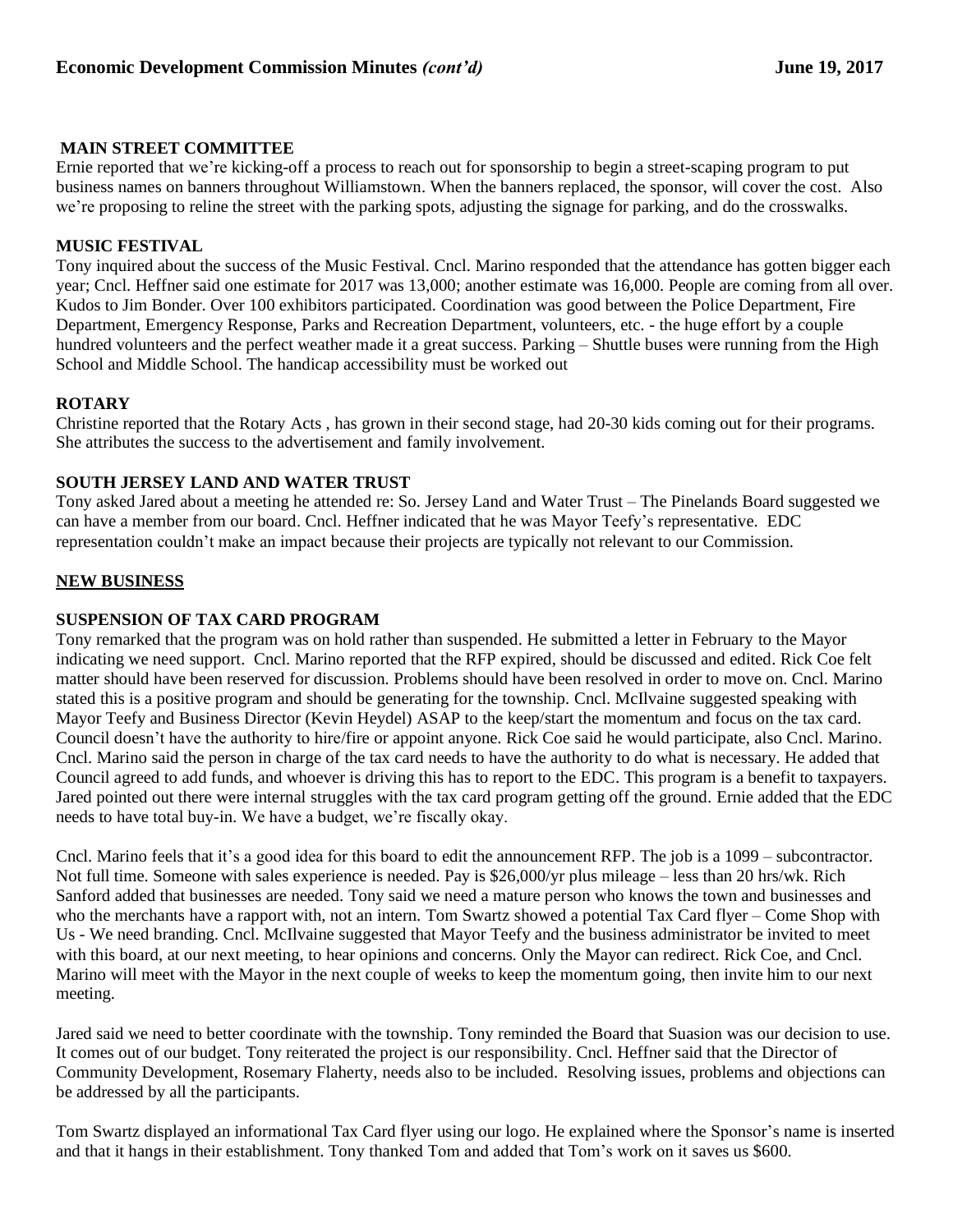**MAIN STREET COMMITTEE**

Ernie reported that we're kicking-off a process to reach out for sponsorship to begin a street-scaping program to put business names on banners throughout Williamstown. When the banners replaced, the sponsor, will cover the cost. Also we're proposing to reline the street with the parking spots, adjusting the signage for parking, and do the crosswalks.

**MUSIC FESTIVAL**

Tony inquired about the success of the Music Festival. Cncl. Marino responded that the attendance has gotten bigger each year; Cncl. Heffner said one estimate for 2017 was 13,000; another estimate was 16,000. People are coming from all over. Kudos to Jim Bonder. Over 100 exhibitors participated. Coordination was good between the Police Department, Fire Department, Emergency Response, Parks and Recreation Department, volunteers, etc. - the huge effort by a couple hundred volunteers and the perfect weather made it a great success. Parking – Shuttle buses were running from the High School and Middle School. The handicap accessibility must be worked out

**ROTARY**

Christine reported that the Rotary Acts , has grown in their second stage, had 20-30 kids coming out for their programs. She attributes the success to the advertisement and family involvement.

**SOUTH JERSEY LAND AND WATER TRUST**

Tony asked Jared about a meeting he attended re: So. Jersey Land and Water Trust – The Pinelands Board suggested we can have a member from our board. Cncl. Heffner indicated that he was Mayor Teefy's representative. EDC representation couldn't make an impact because their projects are typically not relevant to our Commission.

## NEW BUSINESS

**SUSPENSION OF TAX CARD PROGRAM**

Tony remarked that the program was on hold rather than suspended. He submitted a letter in February to the Mayor indicating we need support. Cncl. Marino reported that the RFP expired, should be discussed and edited. Rick Coe felt matter should have been reserved for discussion. Problems should have been resolved in order to move on. Cncl. Marino stated this is a positive program and should be generating for the township. Cncl. McIlvaine suggested speaking with Mayor Teefy and Business Director (Kevin Heydel) ASAP to the keep/start the momentum and focus on the tax card. Council doesn't have the authority to hire/fire or appoint anyone. Rick Coe said he would participate, also Cncl. Marino. Cncl. Marino said the person in charge of the tax card needs to have the authority to do what is necessary. He added that Council agreed to add funds, and whoever is driving this has to report to the EDC. This program is a benefit to taxpayers. Jared pointed out there were internal struggles with the tax card program getting off the ground. Ernie added that the EDC needs to have total buy-in. We have a budget, we're fiscally okay.

Cncl. Marino feels that it's a good idea for this board to edit the announcement RFP. The job is a 1099 – subcontractor. Not full time. Someone with sales experience is needed. Pay is $26,000/yr plus mileage – less than 20 hrs/wk. Rich Sanford added that businesses are needed. Tony said we need a mature person who knows the town and businesses and who the merchants have a rapport with, not an intern. Tom Swartz showed a potential Tax Card flyer – Come Shop with Us - We need branding. Cncl. McIlvaine suggested that Mayor Teefy and the business administrator be invited to meet with this board, at our next meeting, to hear opinions and concerns. Only the Mayor can redirect. Rick Coe, and Cncl. Marino will meet with the Mayor in the next couple of weeks to keep the momentum going, then invite him to our next meeting.

Jared said we need to better coordinate with the township. Tony reminded the Board that Suasion was our decision to use. It comes out of our budget. Tony reiterated the project is our responsibility. Cncl. Heffner said that the Director of Community Development, Rosemary Flaherty, needs also to be included. Resolving issues, problems and objections can be addressed by all the participants.

Tom Swartz displayed an informational Tax Card flyer using our logo. He explained where the Sponsor's name is inserted and that it hangs in their establishment. Tony thanked Tom and added that Tom's work on it saves us $600.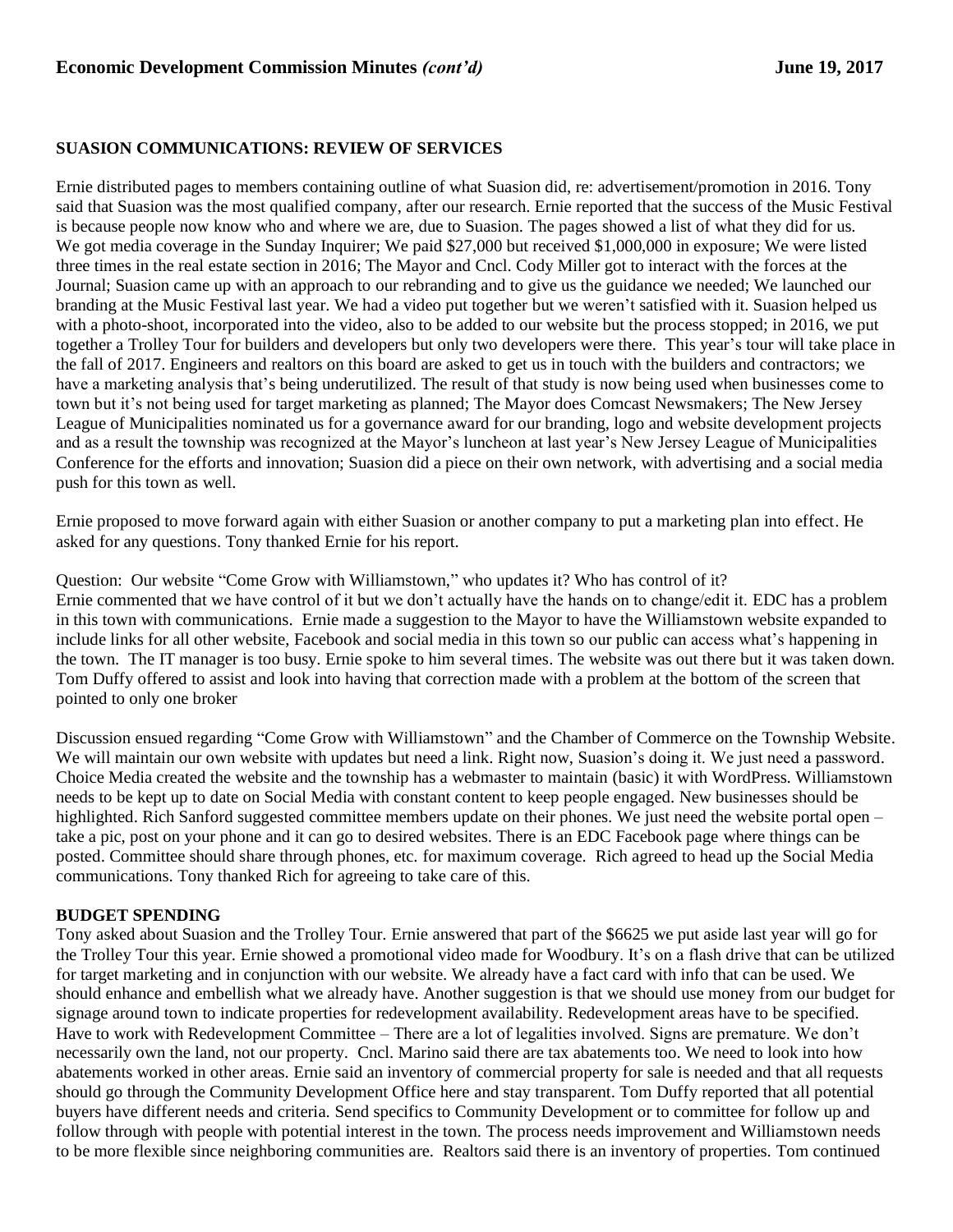## SUASION COMMUNICATIONS: REVIEW OF SERVICES

Ernie distributed pages to members containing outline of what Suasion did, re: advertisement/promotion in 2016. Tony said that Suasion was the most qualified company, after our research. Ernie reported that the success of the Music Festival is because people now know who and where we are, due to Suasion. The pages showed a list of what they did for us. We got media coverage in the Sunday Inquirer; We paid $27,000 but received $1,000,000 in exposure; We were listed three times in the real estate section in 2016; The Mayor and Cncl. Cody Miller got to interact with the forces at the Journal; Suasion came up with an approach to our rebranding and to give us the guidance we needed; We launched our branding at the Music Festival last year. We had a video put together but we weren't satisfied with it. Suasion helped us with a photo-shoot, incorporated into the video, also to be added to our website but the process stopped; in 2016, we put together a Trolley Tour for builders and developers but only two developers were there. This year's tour will take place in the fall of 2017. Engineers and realtors on this board are asked to get us in touch with the builders and contractors; we have a marketing analysis that's being underutilized. The result of that study is now being used when businesses come to town but it's not being used for target marketing as planned; The Mayor does Comcast Newsmakers; The New Jersey League of Municipalities nominated us for a governance award for our branding, logo and website development projects and as a result the township was recognized at the Mayor's luncheon at last year's New Jersey League of Municipalities Conference for the efforts and innovation; Suasion did a piece on their own network, with advertising and a social media push for this town as well.

Ernie proposed to move forward again with either Suasion or another company to put a marketing plan into effect. He asked for any questions. Tony thanked Ernie for his report.

Question: Our website "Come Grow with Williamstown," who updates it? Who has control of it?
Ernie commented that we have control of it but we don't actually have the hands on to change/edit it. EDC has a problem in this town with communications. Ernie made a suggestion to the Mayor to have the Williamstown website expanded to include links for all other website, Facebook and social media in this town so our public can access what's happening in the town. The IT manager is too busy. Ernie spoke to him several times. The website was out there but it was taken down. Tom Duffy offered to assist and look into having that correction made with a problem at the bottom of the screen that pointed to only one broker

Discussion ensued regarding "Come Grow with Williamstown" and the Chamber of Commerce on the Township Website. We will maintain our own website with updates but need a link. Right now, Suasion's doing it. We just need a password. Choice Media created the website and the township has a webmaster to maintain (basic) it with WordPress. Williamstown needs to be kept up to date on Social Media with constant content to keep people engaged. New businesses should be highlighted. Rich Sanford suggested committee members update on their phones. We just need the website portal open – take a pic, post on your phone and it can go to desired websites. There is an EDC Facebook page where things can be posted. Committee should share through phones, etc. for maximum coverage. Rich agreed to head up the Social Media communications. Tony thanked Rich for agreeing to take care of this.

## BUDGET SPENDING

Tony asked about Suasion and the Trolley Tour. Ernie answered that part of the $6625 we put aside last year will go for the Trolley Tour this year. Ernie showed a promotional video made for Woodbury. It's on a flash drive that can be utilized for target marketing and in conjunction with our website. We already have a fact card with info that can be used. We should enhance and embellish what we already have. Another suggestion is that we should use money from our budget for signage around town to indicate properties for redevelopment availability. Redevelopment areas have to be specified. Have to work with Redevelopment Committee – There are a lot of legalities involved. Signs are premature. We don't necessarily own the land, not our property. Cncl. Marino said there are tax abatements too. We need to look into how abatements worked in other areas. Ernie said an inventory of commercial property for sale is needed and that all requests should go through the Community Development Office here and stay transparent. Tom Duffy reported that all potential buyers have different needs and criteria. Send specifics to Community Development or to committee for follow up and follow through with people with potential interest in the town. The process needs improvement and Williamstown needs to be more flexible since neighboring communities are. Realtors said there is an inventory of properties. Tom continued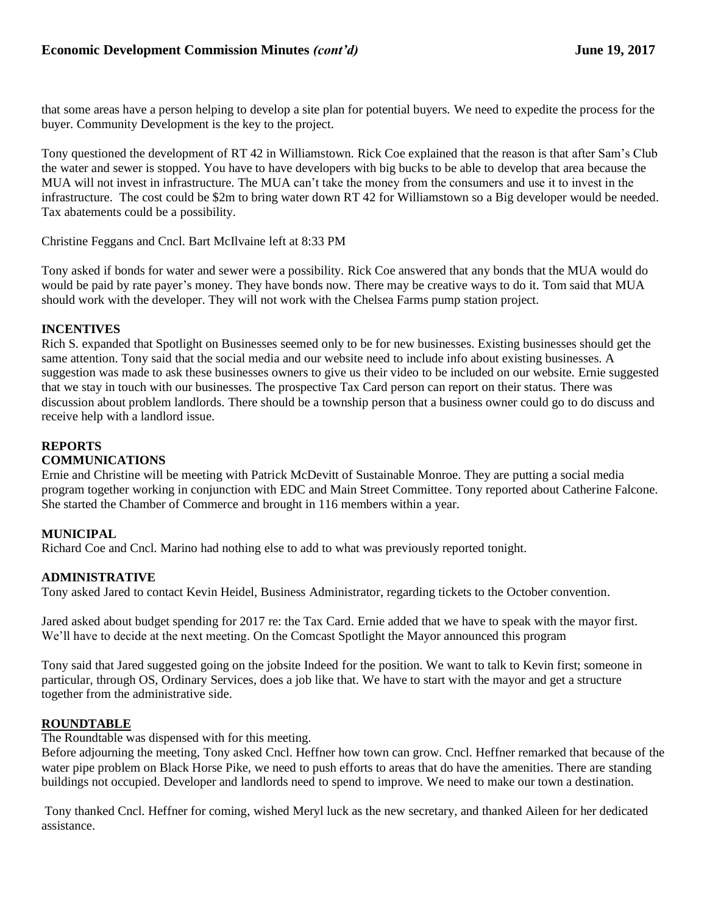that some areas have a person helping to develop a site plan for potential buyers. We need to expedite the process for the buyer. Community Development is the key to the project.

Tony questioned the development of RT 42 in Williamstown. Rick Coe explained that the reason is that after Sam's Club the water and sewer is stopped. You have to have developers with big bucks to be able to develop that area because the MUA will not invest in infrastructure. The MUA can't take the money from the consumers and use it to invest in the infrastructure. The cost could be $2m to bring water down RT 42 for Williamstown so a Big developer would be needed. Tax abatements could be a possibility.

Christine Feggans and Cncl. Bart McIlvaine left at 8:33 PM

Tony asked if bonds for water and sewer were a possibility. Rick Coe answered that any bonds that the MUA would do would be paid by rate payer's money. They have bonds now. There may be creative ways to do it. Tom said that MUA should work with the developer. They will not work with the Chelsea Farms pump station project.

**INCENTIVES**

Rich S. expanded that Spotlight on Businesses seemed only to be for new businesses. Existing businesses should get the same attention. Tony said that the social media and our website need to include info about existing businesses. A suggestion was made to ask these businesses owners to give us their video to be included on our website. Ernie suggested that we stay in touch with our businesses. The prospective Tax Card person can report on their status. There was discussion about problem landlords. There should be a township person that a business owner could go to do discuss and receive help with a landlord issue.

**REPORTS**

**COMMUNICATIONS**

Ernie and Christine will be meeting with Patrick McDevitt of Sustainable Monroe. They are putting a social media program together working in conjunction with EDC and Main Street Committee. Tony reported about Catherine Falcone. She started the Chamber of Commerce and brought in 116 members within a year.

**MUNICIPAL**

Richard Coe and Cncl. Marino had nothing else to add to what was previously reported tonight.

**ADMINISTRATIVE**

Tony asked Jared to contact Kevin Heidel, Business Administrator, regarding tickets to the October convention.

Jared asked about budget spending for 2017 re: the Tax Card. Ernie added that we have to speak with the mayor first. We'll have to decide at the next meeting. On the Comcast Spotlight the Mayor announced this program

Tony said that Jared suggested going on the jobsite Indeed for the position. We want to talk to Kevin first; someone in particular, through OS, Ordinary Services, does a job like that. We have to start with the mayor and get a structure together from the administrative side.

**ROUNDTABLE**

The Roundtable was dispensed with for this meeting.

Before adjourning the meeting, Tony asked Cncl. Heffner how town can grow. Cncl. Heffner remarked that because of the water pipe problem on Black Horse Pike, we need to push efforts to areas that do have the amenities. There are standing buildings not occupied. Developer and landlords need to spend to improve. We need to make our town a destination.

Tony thanked Cncl. Heffner for coming, wished Meryl luck as the new secretary, and thanked Aileen for her dedicated assistance.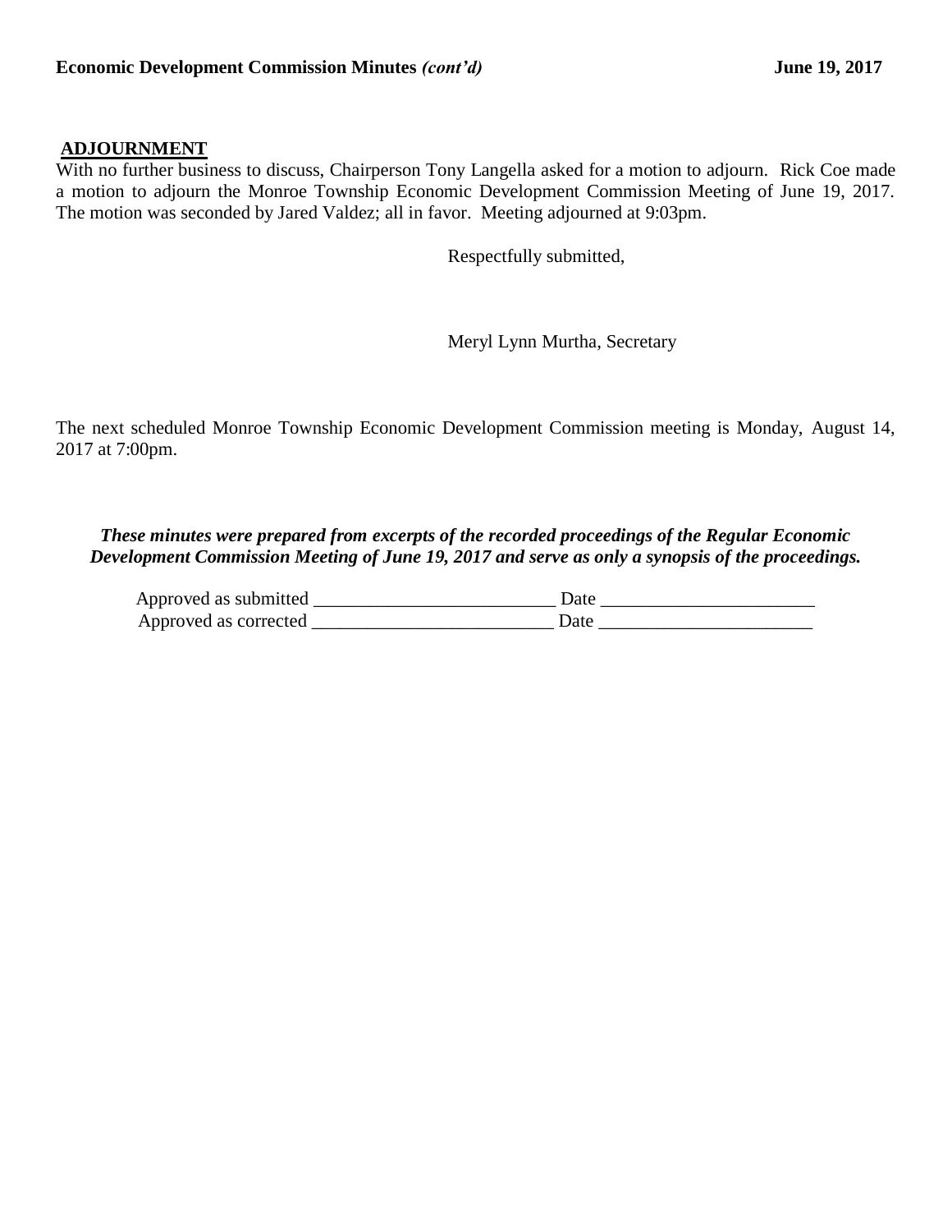## ADJOURNMENT

With no further business to discuss, Chairperson Tony Langella asked for a motion to adjourn. Rick Coe made a motion to adjourn the Monroe Township Economic Development Commission Meeting of June 19, 2017. The motion was seconded by Jared Valdez; all in favor. Meeting adjourned at 9:03pm.

Respectfully submitted,

Meryl Lynn Murtha, Secretary

The next scheduled Monroe Township Economic Development Commission meeting is Monday, August 14, 2017 at 7:00pm.

***These minutes were prepared from excerpts of the recorded proceedings of the Regular Economic Development Commission Meeting of June 19, 2017 and serve as only a synopsis of the proceedings.***

Approved as submitted _________________________ Date ______________________

Approved as corrected _________________________ Date ______________________